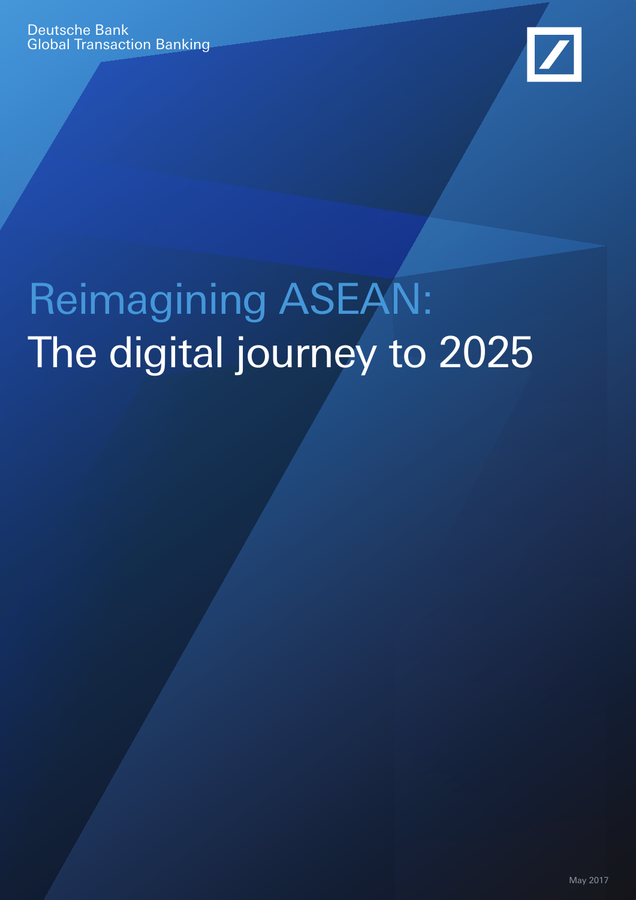Deutsche Bank
Global Transaction Banking

# Reimagining ASEAN: The digital journey to 2025

May 2017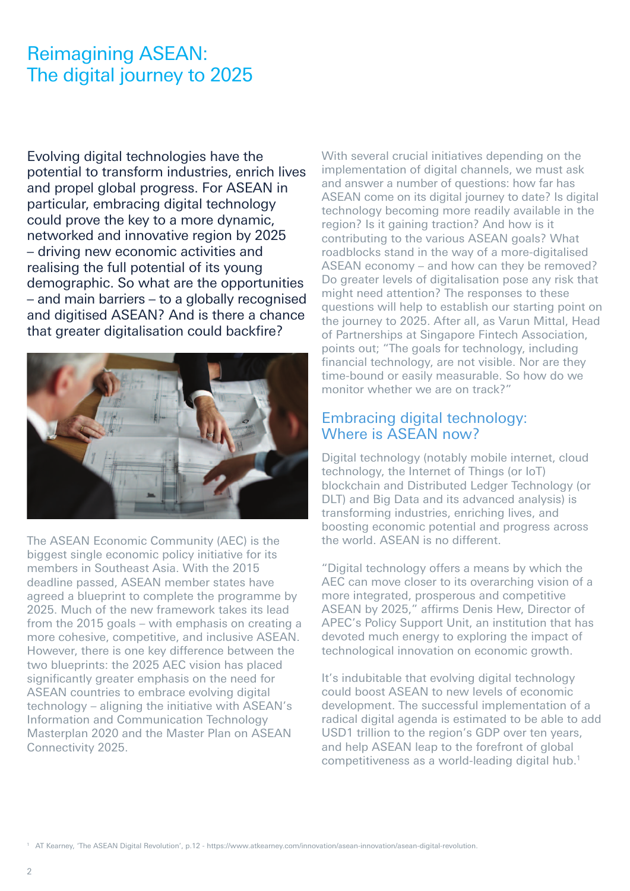# Reimagining ASEAN: The digital journey to 2025

Evolving digital technologies have the potential to transform industries, enrich lives and propel global progress. For ASEAN in particular, embracing digital technology could prove the key to a more dynamic, networked and innovative region by 2025 – driving new economic activities and realising the full potential of its young demographic. So what are the opportunities – and main barriers – to a globally recognised and digitised ASEAN? And is there a chance that greater digitalisation could backfire?

The ASEAN Economic Community (AEC) is the biggest single economic policy initiative for its members in Southeast Asia. With the 2015 deadline passed, ASEAN member states have agreed a blueprint to complete the programme by 2025. Much of the new framework takes its lead from the 2015 goals – with emphasis on creating a more cohesive, competitive, and inclusive ASEAN. However, there is one key difference between the two blueprints: the 2025 AEC vision has placed significantly greater emphasis on the need for ASEAN countries to embrace evolving digital technology – aligning the initiative with ASEAN's Information and Communication Technology Masterplan 2020 and the Master Plan on ASEAN Connectivity 2025.

With several crucial initiatives depending on the implementation of digital channels, we must ask and answer a number of questions: how far has ASEAN come on its digital journey to date? Is digital technology becoming more readily available in the region? Is it gaining traction? And how is it contributing to the various ASEAN goals? What roadblocks stand in the way of a more-digitalised ASEAN economy – and how can they be removed? Do greater levels of digitalisation pose any risk that might need attention? The responses to these questions will help to establish our starting point on the journey to 2025. After all, as Varun Mittal, Head of Partnerships at Singapore Fintech Association, points out; "The goals for technology, including financial technology, are not visible. Nor are they time-bound or easily measurable. So how do we monitor whether we are on track?"

## Embracing digital technology: Where is ASEAN now?

Digital technology (notably mobile internet, cloud technology, the Internet of Things (or IoT) blockchain and Distributed Ledger Technology (or DLT) and Big Data and its advanced analysis) is transforming industries, enriching lives, and boosting economic potential and progress across the world. ASEAN is no different.

"Digital technology offers a means by which the AEC can move closer to its overarching vision of a more integrated, prosperous and competitive ASEAN by 2025," affirms Denis Hew, Director of APEC's Policy Support Unit, an institution that has devoted much energy to exploring the impact of technological innovation on economic growth.

It's indubitable that evolving digital technology could boost ASEAN to new levels of economic development. The successful implementation of a radical digital agenda is estimated to be able to add USD1 trillion to the region's GDP over ten years, and help ASEAN leap to the forefront of global competitiveness as a world-leading digital hub.[1]

[1] AT Kearney, 'The ASEAN Digital Revolution', p.12 - https://www.atkearney.com/innovation/asean-innovation/asean-digital-revolution.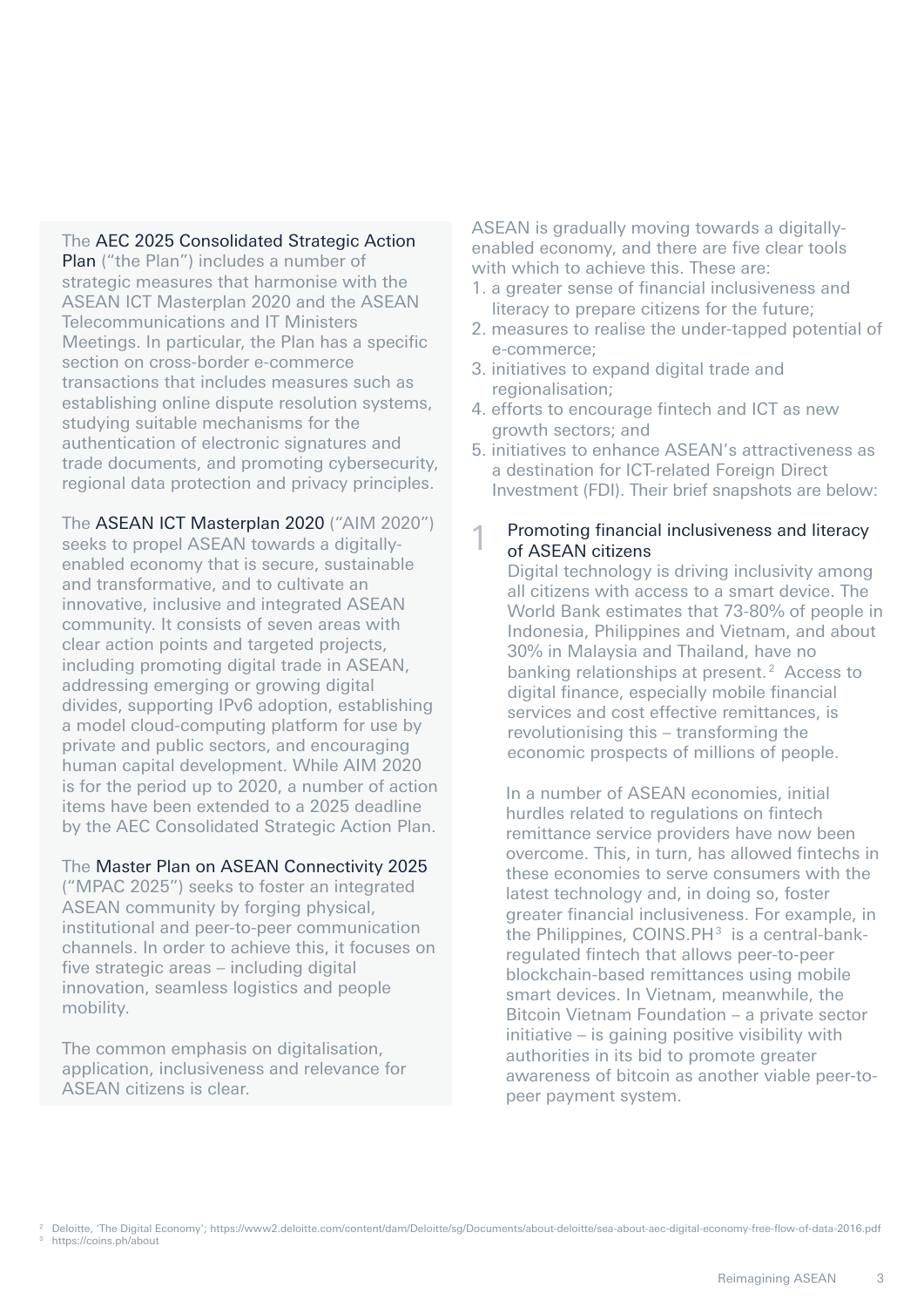The AEC 2025 Consolidated Strategic Action Plan ("the Plan") includes a number of strategic measures that harmonise with the ASEAN ICT Masterplan 2020 and the ASEAN Telecommunications and IT Ministers Meetings. In particular, the Plan has a specific section on cross-border e-commerce transactions that includes measures such as establishing online dispute resolution systems, studying suitable mechanisms for the authentication of electronic signatures and trade documents, and promoting cybersecurity, regional data protection and privacy principles.

The ASEAN ICT Masterplan 2020 ("AIM 2020") seeks to propel ASEAN towards a digitally-enabled economy that is secure, sustainable and transformative, and to cultivate an innovative, inclusive and integrated ASEAN community. It consists of seven areas with clear action points and targeted projects, including promoting digital trade in ASEAN, addressing emerging or growing digital divides, supporting IPv6 adoption, establishing a model cloud-computing platform for use by private and public sectors, and encouraging human capital development. While AIM 2020 is for the period up to 2020, a number of action items have been extended to a 2025 deadline by the AEC Consolidated Strategic Action Plan.

The Master Plan on ASEAN Connectivity 2025 ("MPAC 2025") seeks to foster an integrated ASEAN community by forging physical, institutional and peer-to-peer communication channels. In order to achieve this, it focuses on five strategic areas – including digital innovation, seamless logistics and people mobility.

The common emphasis on digitalisation, application, inclusiveness and relevance for ASEAN citizens is clear.

ASEAN is gradually moving towards a digitally-enabled economy, and there are five clear tools with which to achieve this. These are:

1. a greater sense of financial inclusiveness and literacy to prepare citizens for the future;
2. measures to realise the under-tapped potential of e-commerce;
3. initiatives to expand digital trade and regionalisation;
4. efforts to encourage fintech and ICT as new growth sectors; and
5. initiatives to enhance ASEAN's attractiveness as a destination for ICT-related Foreign Direct Investment (FDI). Their brief snapshots are below:

## 1 Promoting financial inclusiveness and literacy of ASEAN citizens

Digital technology is driving inclusivity among all citizens with access to a smart device. The World Bank estimates that 73-80% of people in Indonesia, Philippines and Vietnam, and about 30% in Malaysia and Thailand, have no banking relationships at present.[2] Access to digital finance, especially mobile financial services and cost effective remittances, is revolutionising this – transforming the economic prospects of millions of people.

In a number of ASEAN economies, initial hurdles related to regulations on fintech remittance service providers have now been overcome. This, in turn, has allowed fintechs in these economies to serve consumers with the latest technology and, in doing so, foster greater financial inclusiveness. For example, in the Philippines, COINS.PH[3] is a central-bank-regulated fintech that allows peer-to-peer blockchain-based remittances using mobile smart devices. In Vietnam, meanwhile, the Bitcoin Vietnam Foundation – a private sector initiative – is gaining positive visibility with authorities in its bid to promote greater awareness of bitcoin as another viable peer-to-peer payment system.

---

[2] Deloitte, 'The Digital Economy'; https://www2.deloitte.com/content/dam/Deloitte/sg/Documents/about-deloitte/sea-about-aec-digital-economy-free-flow-of-data-2016.pdf

[3] https://coins.ph/about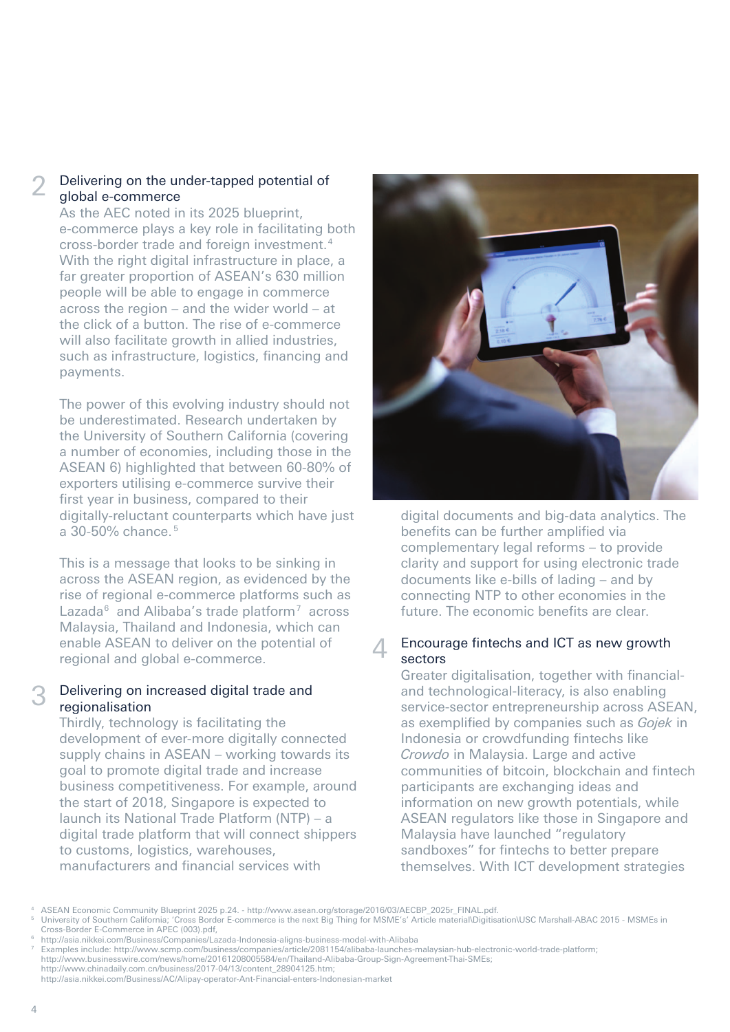## 2 Delivering on the under-tapped potential of global e-commerce

As the AEC noted in its 2025 blueprint, e-commerce plays a key role in facilitating both cross-border trade and foreign investment.[4] With the right digital infrastructure in place, a far greater proportion of ASEAN's 630 million people will be able to engage in commerce across the region – and the wider world – at the click of a button. The rise of e-commerce will also facilitate growth in allied industries, such as infrastructure, logistics, financing and payments.

The power of this evolving industry should not be underestimated. Research undertaken by the University of Southern California (covering a number of economies, including those in the ASEAN 6) highlighted that between 60-80% of exporters utilising e-commerce survive their first year in business, compared to their digitally-reluctant counterparts which have just a 30-50% chance.[5]

This is a message that looks to be sinking in across the ASEAN region, as evidenced by the rise of regional e-commerce platforms such as Lazada[6] and Alibaba's trade platform[7] across Malaysia, Thailand and Indonesia, which can enable ASEAN to deliver on the potential of regional and global e-commerce.

## 3 Delivering on increased digital trade and regionalisation

Thirdly, technology is facilitating the development of ever-more digitally connected supply chains in ASEAN – working towards its goal to promote digital trade and increase business competitiveness. For example, around the start of 2018, Singapore is expected to launch its National Trade Platform (NTP) – a digital trade platform that will connect shippers to customs, logistics, warehouses, manufacturers and financial services with digital documents and big-data analytics. The benefits can be further amplified via complementary legal reforms – to provide clarity and support for using electronic trade documents like e-bills of lading – and by connecting NTP to other economies in the future. The economic benefits are clear.

## 4 Encourage fintechs and ICT as new growth sectors

Greater digitalisation, together with financial- and technological-literacy, is also enabling service-sector entrepreneurship across ASEAN, as exemplified by companies such as *Gojek* in Indonesia or crowdfunding fintechs like *Crowdo* in Malaysia. Large and active communities of bitcoin, blockchain and fintech participants are exchanging ideas and information on new growth potentials, while ASEAN regulators like those in Singapore and Malaysia have launched "regulatory sandboxes" for fintechs to better prepare themselves. With ICT development strategies

---

[4] ASEAN Economic Community Blueprint 2025 p.24. - http://www.asean.org/storage/2016/03/AECBP_2025r_FINAL.pdf.

[5] University of Southern California; 'Cross Border E-commerce is the next Big Thing for MSME's' Article material\Digitisation\USC Marshall-ABAC 2015 - MSMEs in Cross-Border E-Commerce in APEC (003).pdf,

[6] http://asia.nikkei.com/Business/Companies/Lazada-Indonesia-aligns-business-model-with-Alibaba

[7] Examples include: http://www.scmp.com/business/companies/article/2081154/alibaba-launches-malaysian-hub-electronic-world-trade-platform; http://www.businesswire.com/news/home/20161208005584/en/Thailand-Alibaba-Group-Sign-Agreement-Thai-SMEs; http://www.chinadaily.com.cn/business/2017-04/13/content_28904125.htm; http://asia.nikkei.com/Business/AC/Alipay-operator-Ant-Financial-enters-Indonesian-market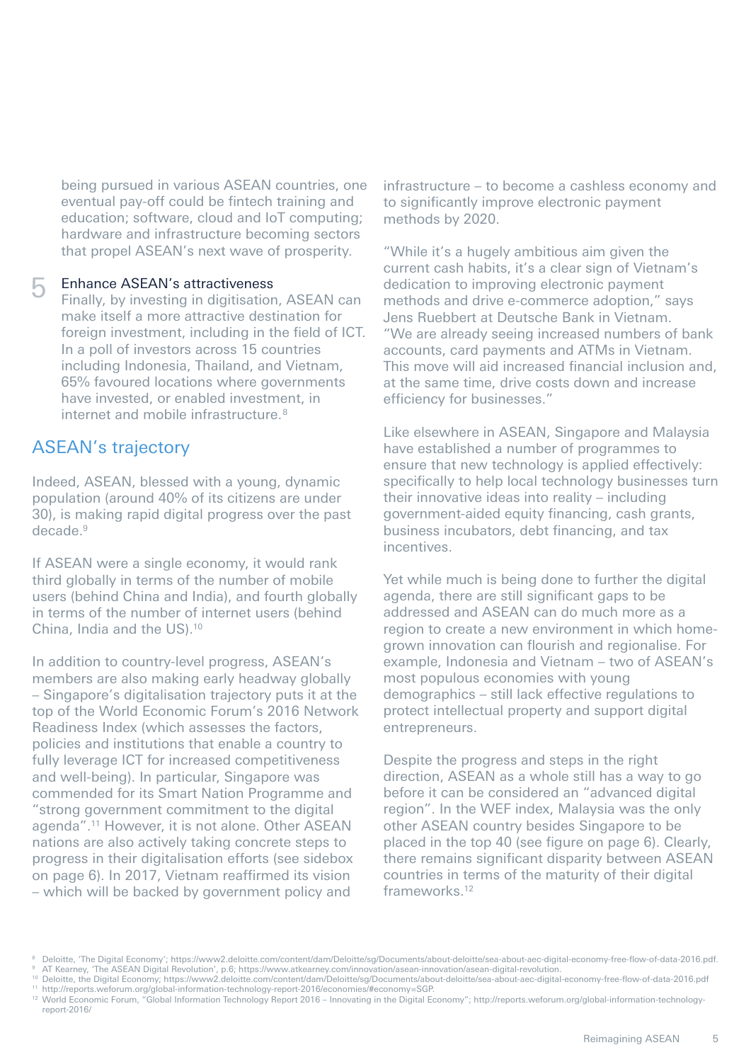being pursued in various ASEAN countries, one eventual pay-off could be fintech training and education; software, cloud and IoT computing; hardware and infrastructure becoming sectors that propel ASEAN's next wave of prosperity.

5 Enhance ASEAN's attractiveness
Finally, by investing in digitisation, ASEAN can make itself a more attractive destination for foreign investment, including in the field of ICT. In a poll of investors across 15 countries including Indonesia, Thailand, and Vietnam, 65% favoured locations where governments have invested, or enabled investment, in internet and mobile infrastructure.[8]

## ASEAN's trajectory

Indeed, ASEAN, blessed with a young, dynamic population (around 40% of its citizens are under 30), is making rapid digital progress over the past decade.[9]

If ASEAN were a single economy, it would rank third globally in terms of the number of mobile users (behind China and India), and fourth globally in terms of the number of internet users (behind China, India and the US).[10]

In addition to country-level progress, ASEAN's members are also making early headway globally – Singapore's digitalisation trajectory puts it at the top of the World Economic Forum's 2016 Network Readiness Index (which assesses the factors, policies and institutions that enable a country to fully leverage ICT for increased competitiveness and well-being). In particular, Singapore was commended for its Smart Nation Programme and "strong government commitment to the digital agenda".[11] However, it is not alone. Other ASEAN nations are also actively taking concrete steps to progress in their digitalisation efforts (see sidebox on page 6). In 2017, Vietnam reaffirmed its vision – which will be backed by government policy and infrastructure – to become a cashless economy and to significantly improve electronic payment methods by 2020.

"While it's a hugely ambitious aim given the current cash habits, it's a clear sign of Vietnam's dedication to improving electronic payment methods and drive e-commerce adoption," says Jens Ruebbert at Deutsche Bank in Vietnam. "We are already seeing increased numbers of bank accounts, card payments and ATMs in Vietnam. This move will aid increased financial inclusion and, at the same time, drive costs down and increase efficiency for businesses."

Like elsewhere in ASEAN, Singapore and Malaysia have established a number of programmes to ensure that new technology is applied effectively: specifically to help local technology businesses turn their innovative ideas into reality – including government-aided equity financing, cash grants, business incubators, debt financing, and tax incentives.

Yet while much is being done to further the digital agenda, there are still significant gaps to be addressed and ASEAN can do much more as a region to create a new environment in which home-grown innovation can flourish and regionalise. For example, Indonesia and Vietnam – two of ASEAN's most populous economies with young demographics – still lack effective regulations to protect intellectual property and support digital entrepreneurs.

Despite the progress and steps in the right direction, ASEAN as a whole still has a way to go before it can be considered an "advanced digital region". In the WEF index, Malaysia was the only other ASEAN country besides Singapore to be placed in the top 40 (see figure on page 6). Clearly, there remains significant disparity between ASEAN countries in terms of the maturity of their digital frameworks.[12]

[8] Deloitte, 'The Digital Economy'; https://www2.deloitte.com/content/dam/Deloitte/sg/Documents/about-deloitte/sea-about-aec-digital-economy-free-flow-of-data-2016.pdf.
[9] AT Kearney, 'The ASEAN Digital Revolution', p.6; https://www.atkearney.com/innovation/asean-innovation/asean-digital-revolution.
[10] Deloitte, the Digital Economy; https://www2.deloitte.com/content/dam/Deloitte/sg/Documents/about-deloitte/sea-about-aec-digital-economy-free-flow-of-data-2016.pdf
[11] http://reports.weforum.org/global-information-technology-report-2016/economies/#economy=SGP.
[12] World Economic Forum, "Global Information Technology Report 2016 – Innovating in the Digital Economy"; http://reports.weforum.org/global-information-technology-report-2016/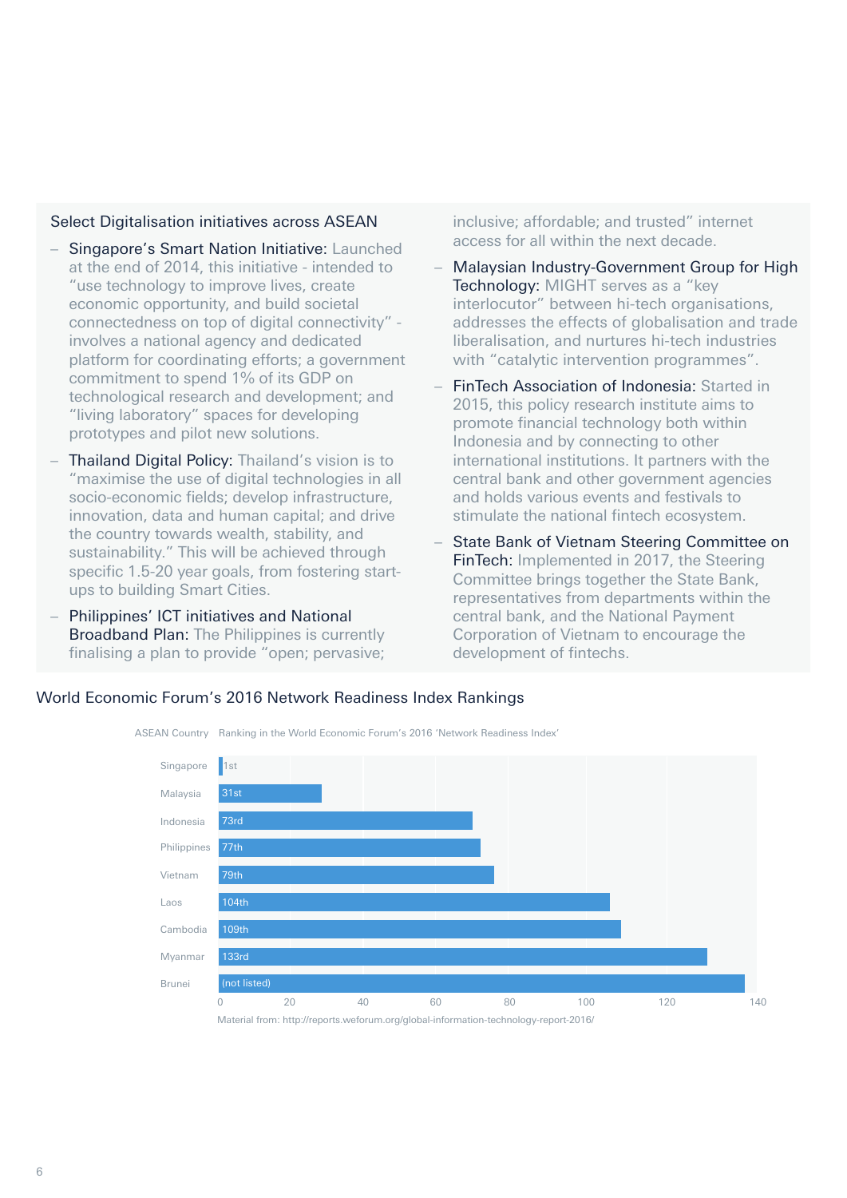### Select Digitalisation initiatives across ASEAN

- **Singapore's Smart Nation Initiative:** Launched at the end of 2014, this initiative - intended to "use technology to improve lives, create economic opportunity, and build societal connectedness on top of digital connectivity" - involves a national agency and dedicated platform for coordinating efforts; a government commitment to spend 1% of its GDP on technological research and development; and "living laboratory" spaces for developing prototypes and pilot new solutions.
- **Thailand Digital Policy:** Thailand's vision is to "maximise the use of digital technologies in all socio-economic fields; develop infrastructure, innovation, data and human capital; and drive the country towards wealth, stability, and sustainability." This will be achieved through specific 1.5-20 year goals, from fostering start-ups to building Smart Cities.
- **Philippines' ICT initiatives and National Broadband Plan:** The Philippines is currently finalising a plan to provide "open; pervasive; inclusive; affordable; and trusted" internet access for all within the next decade.
- **Malaysian Industry-Government Group for High Technology:** MIGHT serves as a "key interlocutor" between hi-tech organisations, addresses the effects of globalisation and trade liberalisation, and nurtures hi-tech industries with "catalytic intervention programmes".
- **FinTech Association of Indonesia:** Started in 2015, this policy research institute aims to promote financial technology both within Indonesia and by connecting to other international institutions. It partners with the central bank and other government agencies and holds various events and festivals to stimulate the national fintech ecosystem.
- **State Bank of Vietnam Steering Committee on FinTech:** Implemented in 2017, the Steering Committee brings together the State Bank, representatives from departments within the central bank, and the National Payment Corporation of Vietnam to encourage the development of fintechs.

### World Economic Forum's 2016 Network Readiness Index Rankings

| ASEAN Country | Ranking in the World Economic Forum's 2016 'Network Readiness Index' |
|---|---|
| Singapore | 1st |
| Malaysia | 31st |
| Indonesia | 73rd |
| Philippines | 77th |
| Vietnam | 79th |
| Laos | 104th |
| Cambodia | 109th |
| Myanmar | 133rd |
| Brunei | (not listed) |

Material from: http://reports.weforum.org/global-information-technology-report-2016/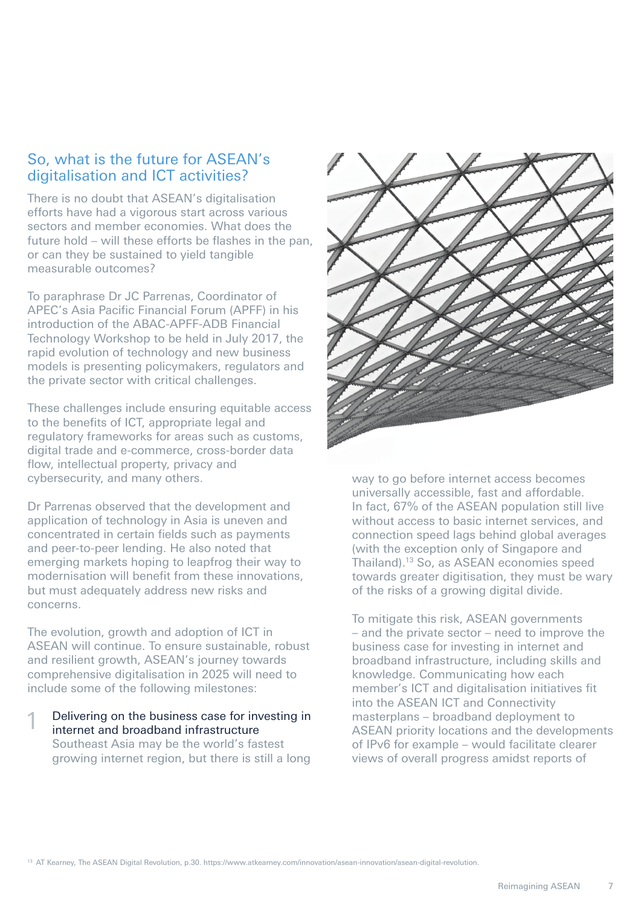## So, what is the future for ASEAN's digitalisation and ICT activities?

There is no doubt that ASEAN's digitalisation efforts have had a vigorous start across various sectors and member economies. What does the future hold – will these efforts be flashes in the pan, or can they be sustained to yield tangible measurable outcomes?

To paraphrase Dr JC Parrenas, Coordinator of APEC's Asia Pacific Financial Forum (APFF) in his introduction of the ABAC-APFF-ADB Financial Technology Workshop to be held in July 2017, the rapid evolution of technology and new business models is presenting policymakers, regulators and the private sector with critical challenges.

These challenges include ensuring equitable access to the benefits of ICT, appropriate legal and regulatory frameworks for areas such as customs, digital trade and e-commerce, cross-border data flow, intellectual property, privacy and cybersecurity, and many others.

Dr Parrenas observed that the development and application of technology in Asia is uneven and concentrated in certain fields such as payments and peer-to-peer lending. He also noted that emerging markets hoping to leapfrog their way to modernisation will benefit from these innovations, but must adequately address new risks and concerns.

The evolution, growth and adoption of ICT in ASEAN will continue. To ensure sustainable, robust and resilient growth, ASEAN's journey towards comprehensive digitalisation in 2025 will need to include some of the following milestones:

1. **Delivering on the business case for investing in internet and broadband infrastructure**

   Southeast Asia may be the world's fastest growing internet region, but there is still a long way to go before internet access becomes universally accessible, fast and affordable. In fact, 67% of the ASEAN population still live without access to basic internet services, and connection speed lags behind global averages (with the exception only of Singapore and Thailand).[13] So, as ASEAN economies speed towards greater digitisation, they must be wary of the risks of a growing digital divide.

   To mitigate this risk, ASEAN governments – and the private sector – need to improve the business case for investing in internet and broadband infrastructure, including skills and knowledge. Communicating how each member's ICT and digitalisation initiatives fit into the ASEAN ICT and Connectivity masterplans – broadband deployment to ASEAN priority locations and the developments of IPv6 for example – would facilitate clearer views of overall progress amidst reports of

[13] AT Kearney, The ASEAN Digital Revolution, p.30. https://www.atkearney.com/innovation/asean-innovation/asean-digital-revolution.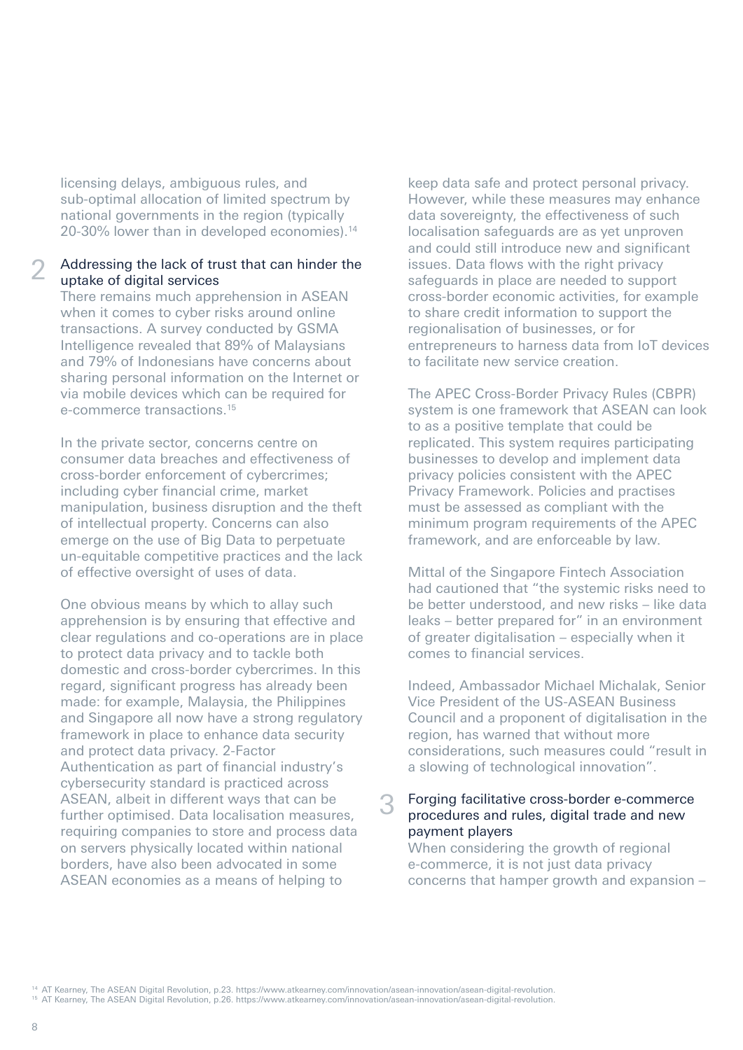licensing delays, ambiguous rules, and sub-optimal allocation of limited spectrum by national governments in the region (typically 20-30% lower than in developed economies).[14]

## 2 Addressing the lack of trust that can hinder the uptake of digital services

There remains much apprehension in ASEAN when it comes to cyber risks around online transactions. A survey conducted by GSMA Intelligence revealed that 89% of Malaysians and 79% of Indonesians have concerns about sharing personal information on the Internet or via mobile devices which can be required for e-commerce transactions.[15]

In the private sector, concerns centre on consumer data breaches and effectiveness of cross-border enforcement of cybercrimes; including cyber financial crime, market manipulation, business disruption and the theft of intellectual property. Concerns can also emerge on the use of Big Data to perpetuate un-equitable competitive practices and the lack of effective oversight of uses of data.

One obvious means by which to allay such apprehension is by ensuring that effective and clear regulations and co-operations are in place to protect data privacy and to tackle both domestic and cross-border cybercrimes. In this regard, significant progress has already been made: for example, Malaysia, the Philippines and Singapore all now have a strong regulatory framework in place to enhance data security and protect data privacy. 2-Factor Authentication as part of financial industry's cybersecurity standard is practiced across ASEAN, albeit in different ways that can be further optimised. Data localisation measures, requiring companies to store and process data on servers physically located within national borders, have also been advocated in some ASEAN economies as a means of helping to keep data safe and protect personal privacy. However, while these measures may enhance data sovereignty, the effectiveness of such localisation safeguards are as yet unproven and could still introduce new and significant issues. Data flows with the right privacy safeguards in place are needed to support cross-border economic activities, for example to share credit information to support the regionalisation of businesses, or for entrepreneurs to harness data from IoT devices to facilitate new service creation.

The APEC Cross-Border Privacy Rules (CBPR) system is one framework that ASEAN can look to as a positive template that could be replicated. This system requires participating businesses to develop and implement data privacy policies consistent with the APEC Privacy Framework. Policies and practises must be assessed as compliant with the minimum program requirements of the APEC framework, and are enforceable by law.

Mittal of the Singapore Fintech Association had cautioned that "the systemic risks need to be better understood, and new risks – like data leaks – better prepared for" in an environment of greater digitalisation – especially when it comes to financial services.

Indeed, Ambassador Michael Michalak, Senior Vice President of the US-ASEAN Business Council and a proponent of digitalisation in the region, has warned that without more considerations, such measures could "result in a slowing of technological innovation".

## 3 Forging facilitative cross-border e-commerce procedures and rules, digital trade and new payment players

When considering the growth of regional e-commerce, it is not just data privacy concerns that hamper growth and expansion –

[14] AT Kearney, The ASEAN Digital Revolution, p.23. https://www.atkearney.com/innovation/asean-innovation/asean-digital-revolution.
[15] AT Kearney, The ASEAN Digital Revolution, p.26. https://www.atkearney.com/innovation/asean-innovation/asean-digital-revolution.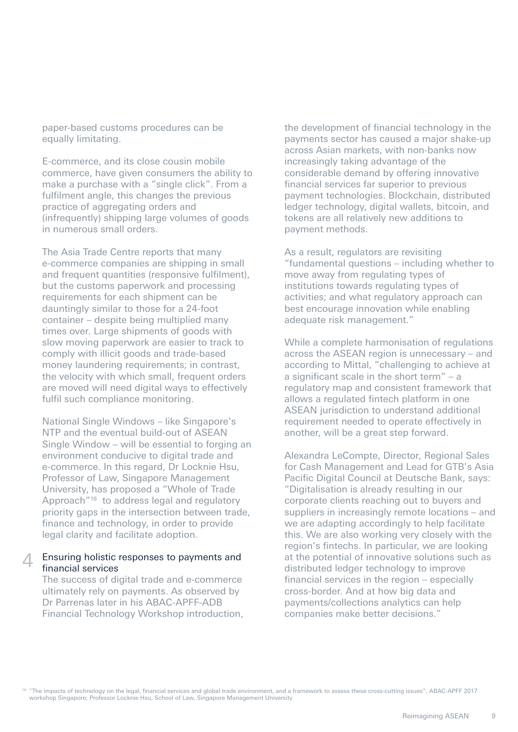paper-based customs procedures can be equally limitating.

E-commerce, and its close cousin mobile commerce, have given consumers the ability to make a purchase with a "single click". From a fulfilment angle, this changes the previous practice of aggregating orders and (infrequently) shipping large volumes of goods in numerous small orders.

The Asia Trade Centre reports that many e-commerce companies are shipping in small and frequent quantities (responsive fulfilment), but the customs paperwork and processing requirements for each shipment can be dauntingly similar to those for a 24-foot container – despite being multiplied many times over. Large shipments of goods with slow moving paperwork are easier to track to comply with illicit goods and trade-based money laundering requirements; in contrast, the velocity with which small, frequent orders are moved will need digital ways to effectively fulfil such compliance monitoring.

National Single Windows – like Singapore's NTP and the eventual build-out of ASEAN Single Window – will be essential to forging an environment conducive to digital trade and e-commerce. In this regard, Dr Locknie Hsu, Professor of Law, Singapore Management University, has proposed a "Whole of Trade Approach"[16] to address legal and regulatory priority gaps in the intersection between trade, finance and technology, in order to provide legal clarity and facilitate adoption.

## 4 Ensuring holistic responses to payments and financial services

The success of digital trade and e-commerce ultimately rely on payments. As observed by Dr Parrenas later in his ABAC-APFF-ADB Financial Technology Workshop introduction, the development of financial technology in the payments sector has caused a major shake-up across Asian markets, with non-banks now increasingly taking advantage of the considerable demand by offering innovative financial services far superior to previous payment technologies. Blockchain, distributed ledger technology, digital wallets, bitcoin, and tokens are all relatively new additions to payment methods.

As a result, regulators are revisiting "fundamental questions – including whether to move away from regulating types of institutions towards regulating types of activities; and what regulatory approach can best encourage innovation while enabling adequate risk management."

While a complete harmonisation of regulations across the ASEAN region is unnecessary – and according to Mittal, "challenging to achieve at a significant scale in the short term" – a regulatory map and consistent framework that allows a regulated fintech platform in one ASEAN jurisdiction to understand additional requirement needed to operate effectively in another, will be a great step forward.

Alexandra LeCompte, Director, Regional Sales for Cash Management and Lead for GTB's Asia Pacific Digital Council at Deutsche Bank, says: "Digitalisation is already resulting in our corporate clients reaching out to buyers and suppliers in increasingly remote locations – and we are adapting accordingly to help facilitate this. We are also working very closely with the region's fintechs. In particular, we are looking at the potential of innovative solutions such as distributed ledger technology to improve financial services in the region – especially cross-border. And at how big data and payments/collections analytics can help companies make better decisions."

[16] "The impacts of technology on the legal, financial services and global trade environment, and a framework to assess these cross-cutting issues", ABAC-APFF 2017 workshop Singapore; Professor Locknie Hsu, School of Law, Singapore Management University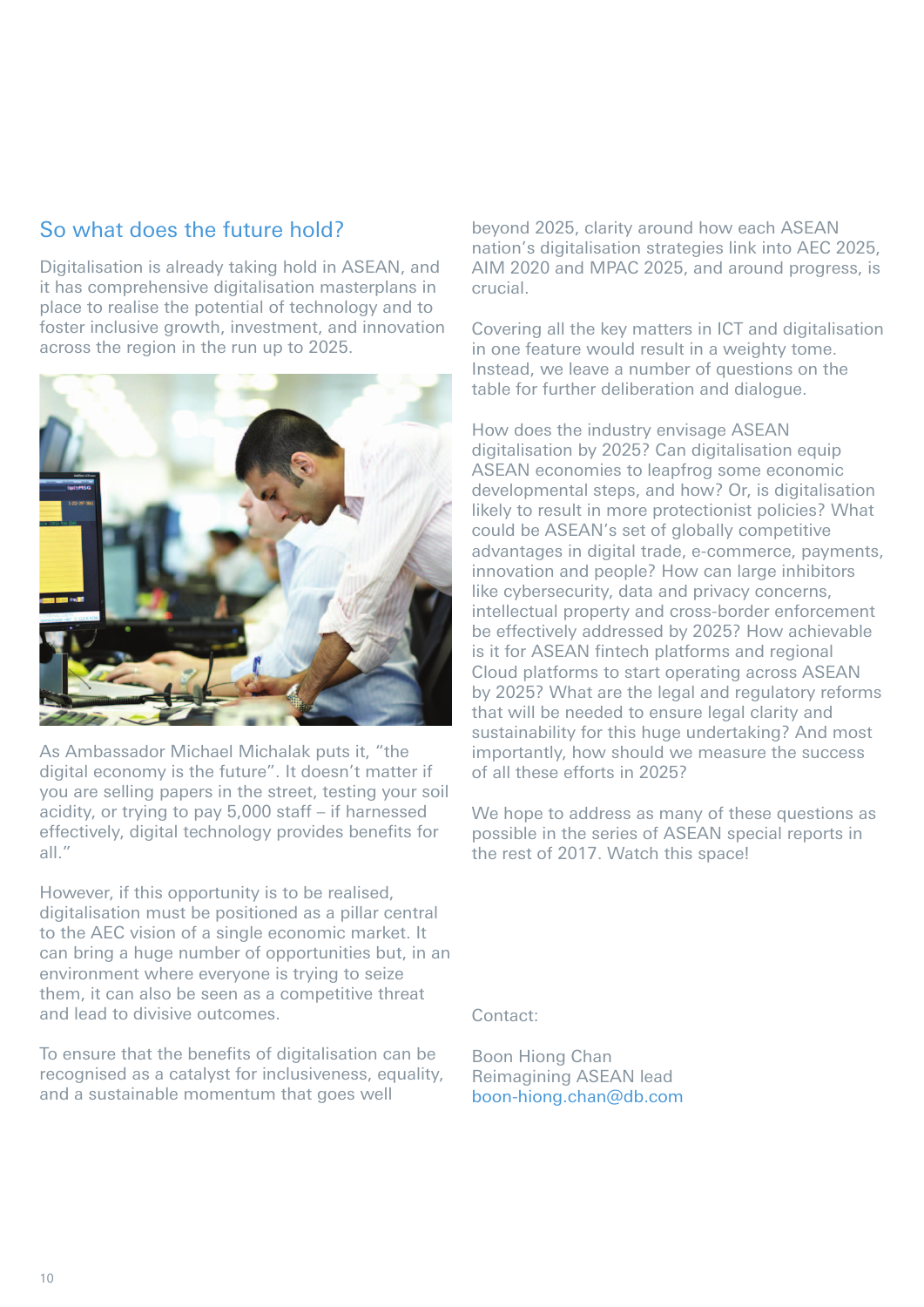## So what does the future hold?

Digitalisation is already taking hold in ASEAN, and it has comprehensive digitalisation masterplans in place to realise the potential of technology and to foster inclusive growth, investment, and innovation across the region in the run up to 2025.

As Ambassador Michael Michalak puts it, "the digital economy is the future". It doesn't matter if you are selling papers in the street, testing your soil acidity, or trying to pay 5,000 staff – if harnessed effectively, digital technology provides benefits for all."

However, if this opportunity is to be realised, digitalisation must be positioned as a pillar central to the AEC vision of a single economic market. It can bring a huge number of opportunities but, in an environment where everyone is trying to seize them, it can also be seen as a competitive threat and lead to divisive outcomes.

To ensure that the benefits of digitalisation can be recognised as a catalyst for inclusiveness, equality, and a sustainable momentum that goes well beyond 2025, clarity around how each ASEAN nation's digitalisation strategies link into AEC 2025, AIM 2020 and MPAC 2025, and around progress, is crucial.

Covering all the key matters in ICT and digitalisation in one feature would result in a weighty tome. Instead, we leave a number of questions on the table for further deliberation and dialogue.

How does the industry envisage ASEAN digitalisation by 2025? Can digitalisation equip ASEAN economies to leapfrog some economic developmental steps, and how? Or, is digitalisation likely to result in more protectionist policies? What could be ASEAN's set of globally competitive advantages in digital trade, e-commerce, payments, innovation and people? How can large inhibitors like cybersecurity, data and privacy concerns, intellectual property and cross-border enforcement be effectively addressed by 2025? How achievable is it for ASEAN fintech platforms and regional Cloud platforms to start operating across ASEAN by 2025? What are the legal and regulatory reforms that will be needed to ensure legal clarity and sustainability for this huge undertaking? And most importantly, how should we measure the success of all these efforts in 2025?

We hope to address as many of these questions as possible in the series of ASEAN special reports in the rest of 2017. Watch this space!

Contact:

Boon Hiong Chan
Reimagining ASEAN lead
boon-hiong.chan@db.com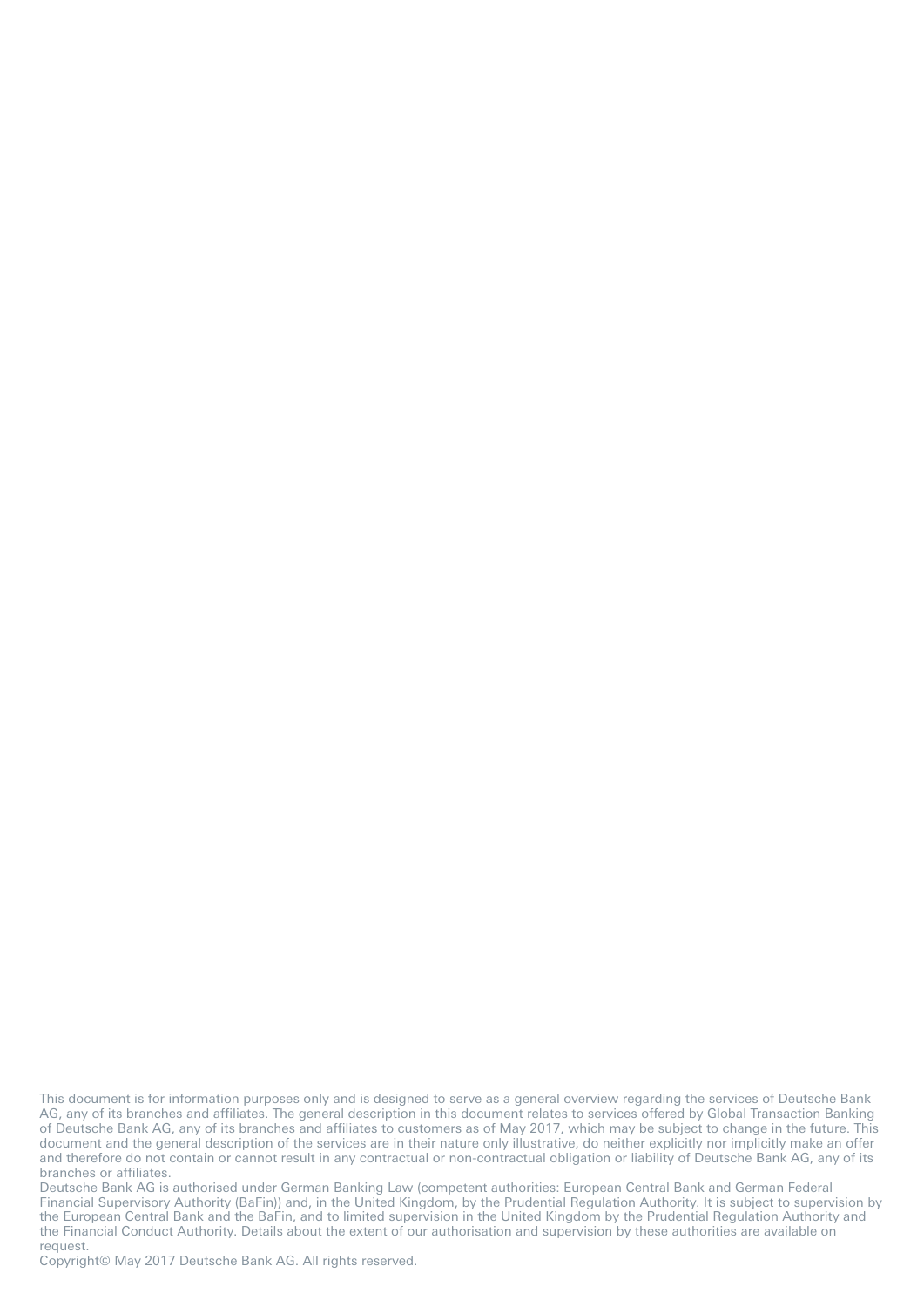This document is for information purposes only and is designed to serve as a general overview regarding the services of Deutsche Bank AG, any of its branches and affiliates. The general description in this document relates to services offered by Global Transaction Banking of Deutsche Bank AG, any of its branches and affiliates to customers as of May 2017, which may be subject to change in the future. This document and the general description of the services are in their nature only illustrative, do neither explicitly nor implicitly make an offer and therefore do not contain or cannot result in any contractual or non-contractual obligation or liability of Deutsche Bank AG, any of its branches or affiliates.

Deutsche Bank AG is authorised under German Banking Law (competent authorities: European Central Bank and German Federal Financial Supervisory Authority (BaFin)) and, in the United Kingdom, by the Prudential Regulation Authority. It is subject to supervision by the European Central Bank and the BaFin, and to limited supervision in the United Kingdom by the Prudential Regulation Authority and the Financial Conduct Authority. Details about the extent of our authorisation and supervision by these authorities are available on request.

Copyright© May 2017 Deutsche Bank AG. All rights reserved.